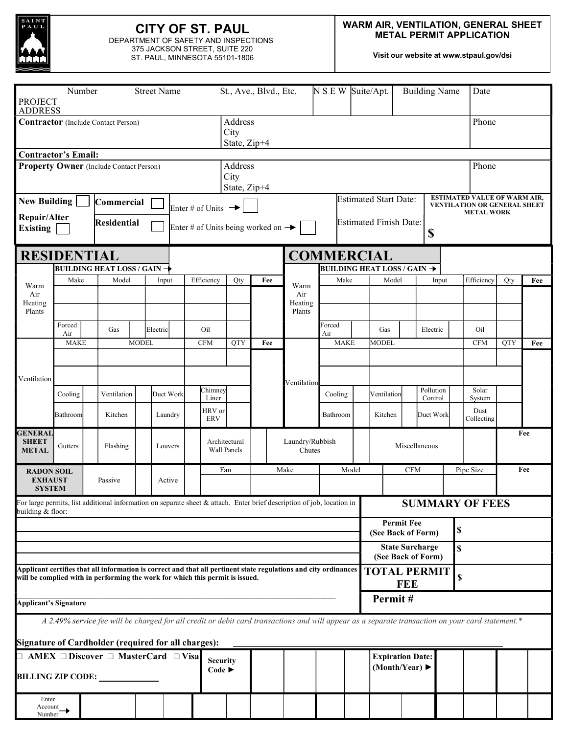# CITY OF ST. PAUL

DEPARTMENT OF SAFETY AND INSPECTIONS
375 JACKSON STREET, SUITE 220
ST. PAUL, MINNESOTA 55101-1806

**WARM AIR, VENTILATION, GENERAL SHEET METAL PERMIT APPLICATION**

**Visit our website at www.stpaul.gov/dsi**

| PROJECT ADDRESS | Number | Street Name | St., Ave., Blvd., Etc. | N S E W | Suite/Apt. | Building Name | Date |
|---|---|---|---|---|---|---|---|
| | | | | | | | |

| **Contractor** (Include Contact Person) | Address<br>City<br>State, Zip+4 | Phone |
|---|---|---|
| **Contractor's Email:** | | |
| **Property Owner** (Include Contact Person) | Address<br>City<br>State, Zip+4 | Phone |

| | | | | |
|---|---|---|---|---|
| **New Building** ☐ | **Commercial** ☐ | Enter # of Units → ☐ | Estimated Start Date: | **ESTIMATED VALUE OF WARM AIR, VENTILATION OR GENERAL SHEET METAL WORK** |
| **Repair/Alter Existing** ☐ | **Residential** ☐ | Enter # of Units being worked on → ☐ | Estimated Finish Date: | **$** |

## RESIDENTIAL

**BUILDING HEAT LOSS / GAIN →**

| | Make | Model | Input | Efficiency | Qty | Fee |
|---|---|---|---|---|---|---|
| Warm Air Heating Plants | | | | | | |
| | | | | | | |
| | Forced Air | Gas | Electric | Oil | | |

| | MAKE | MODEL | CFM | QTY | Fee |
|---|---|---|---|---|---|
| Ventilation | | | | | |
| | | | | | |
| | Cooling | Ventilation | Duct Work | Chimney Liner | |
| | Bathroom | Kitchen | Laundry | HRV or ERV | |

## COMMERCIAL

**BUILDING HEAT LOSS / GAIN →**

| | Make | Model | Input | Efficiency | Qty | Fee |
|---|---|---|---|---|---|---|
| Warm Air Heating Plants | | | | | | |
| | | | | | | |
| | Forced Air | Gas | Electric | Oil | | |

| | MAKE | MODEL | CFM | QTY | Fee |
|---|---|---|---|---|---|
| Ventilation | | | | | |
| | | | | | |
| | Cooling | Ventilation | Pollution Control | Solar System | |
| | Bathroom | Kitchen | Duct Work | Dust Collecting | |

| **GENERAL SHEET METAL** | Gutters | Flashing | Louvers | Architectural Wall Panels | Laundry/Rubbish Chutes | Miscellaneous | Fee |
|---|---|---|---|---|---|---|---|
| | | | | | | | |

| **RADON SOIL EXHAUST SYSTEM** | Passive | Active | Fan | Make | Model | CFM | Pipe Size | Fee |
|---|---|---|---|---|---|---|---|---|
| | | | | | | | | |

For large permits, list additional information on separate sheet & attach. Enter brief description of job, location in building & floor:

______________________________________________

______________________________________________

______________________________________________

**Applicant certifies that all information is correct and that all pertinent state regulations and city ordinances will be complied with in performing the work for which this permit is issued.**

______________________________________________
**Applicant's Signature**

| **SUMMARY OF FEES** | |
|---|---|
| **Permit Fee (See Back of Form)** | **$** |
| **State Surcharge (See Back of Form)** | **$** |
| **TOTAL PERMIT FEE** | **$** |
| **Permit #** | |

*A 2.49% service fee will be charged for all credit or debit card transactions and will appear as a separate transaction on your card statement.\**

**Signature of Cardholder (required for all charges):** ______________________________

☐ **AMEX** ☐ **Discover** ☐ **MasterCard** ☐ **Visa** | **Security Code ►** | **Expiration Date: (Month/Year) ►**

**BILLING ZIP CODE:** ____________

Enter Account Number →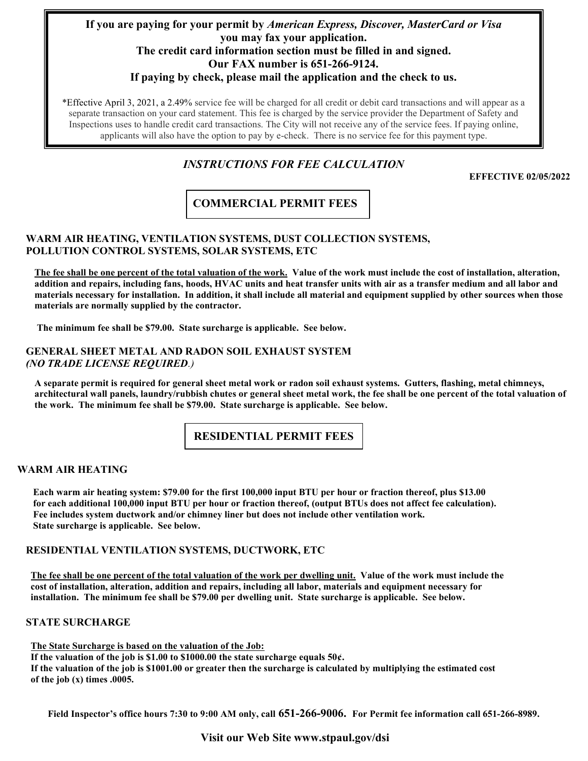**If you are paying for your permit by *American Express, Discover, MasterCard or Visa* you may fax your application.**
**The credit card information section must be filled in and signed.**
**Our FAX number is 651-266-9124.**
**If paying by check, please mail the application and the check to us.**

*Effective April 3, 2021, a 2.49% service fee will be charged for all credit or debit card transactions and will appear as a separate transaction on your card statement. This fee is charged by the service provider the Department of Safety and Inspections uses to handle credit card transactions. The City will not receive any of the service fees. If paying online, applicants will also have the option to pay by e-check. There is no service fee for this payment type.

## *INSTRUCTIONS FOR FEE CALCULATION*

**EFFECTIVE 02/05/2022**

## COMMERCIAL PERMIT FEES

### WARM AIR HEATING, VENTILATION SYSTEMS, DUST COLLECTION SYSTEMS, POLLUTION CONTROL SYSTEMS, SOLAR SYSTEMS, ETC

**The fee shall be one percent of the total valuation of the work. Value of the work must include the cost of installation, alteration, addition and repairs, including fans, hoods, HVAC units and heat transfer units with air as a transfer medium and all labor and materials necessary for installation. In addition, it shall include all material and equipment supplied by other sources when those materials are normally supplied by the contractor.**

**The minimum fee shall be $79.00. State surcharge is applicable. See below.**

### GENERAL SHEET METAL AND RADON SOIL EXHAUST SYSTEM *(NO TRADE LICENSE REQUIRED.)*

**A separate permit is required for general sheet metal work or radon soil exhaust systems. Gutters, flashing, metal chimneys, architectural wall panels, laundry/rubbish chutes or general sheet metal work, the fee shall be one percent of the total valuation of the work. The minimum fee shall be $79.00. State surcharge is applicable. See below.**

## RESIDENTIAL PERMIT FEES

### WARM AIR HEATING

**Each warm air heating system: $79.00 for the first 100,000 input BTU per hour or fraction thereof, plus $13.00 for each additional 100,000 input BTU per hour or fraction thereof, (output BTUs does not affect fee calculation). Fee includes system ductwork and/or chimney liner but does not include other ventilation work. State surcharge is applicable. See below.**

### RESIDENTIAL VENTILATION SYSTEMS, DUCTWORK, ETC

**The fee shall be one percent of the total valuation of the work per dwelling unit. Value of the work must include the cost of installation, alteration, addition and repairs, including all labor, materials and equipment necessary for installation. The minimum fee shall be $79.00 per dwelling unit. State surcharge is applicable. See below.**

### STATE SURCHARGE

**The State Surcharge is based on the valuation of the Job:**
**If the valuation of the job is $1.00 to $1000.00 the state surcharge equals 50¢.**
**If the valuation of the job is $1001.00 or greater then the surcharge is calculated by multiplying the estimated cost of the job (x) times .0005.**

**Field Inspector's office hours 7:30 to 9:00 AM only, call 651-266-9006. For Permit fee information call 651-266-8989.**

**Visit our Web Site www.stpaul.gov/dsi**